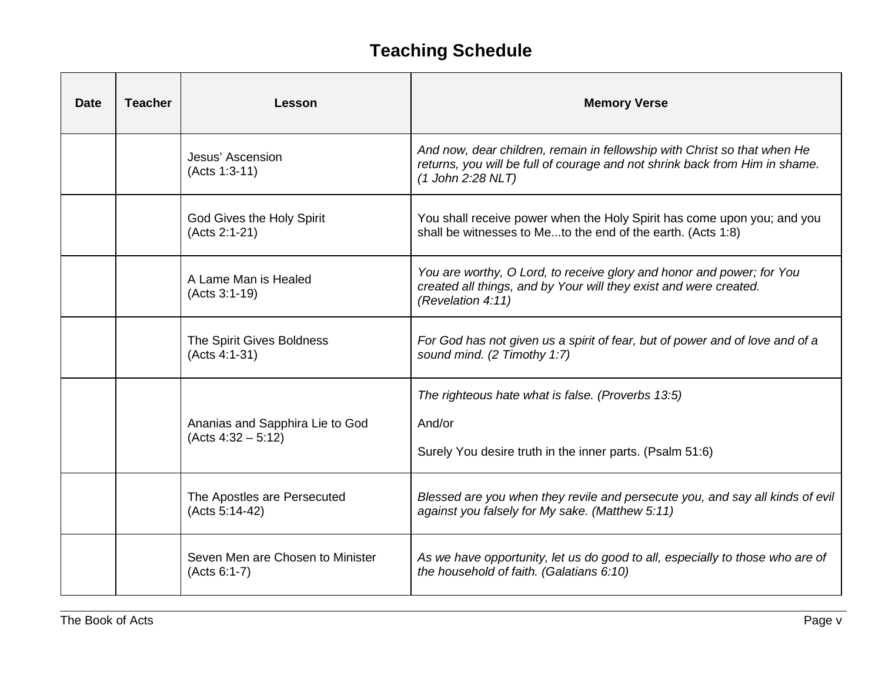# Teaching Schedule

| Date | Teacher | Lesson | Memory Verse |
|---|---|---|---|
| | | Jesus' Ascension (Acts 1:3-11) | *And now, dear children, remain in fellowship with Christ so that when He returns, you will be full of courage and not shrink back from Him in shame. (1 John 2:28 NLT)* |
| | | God Gives the Holy Spirit (Acts 2:1-21) | You shall receive power when the Holy Spirit has come upon you; and you shall be witnesses to Me...to the end of the earth. (Acts 1:8) |
| | | A Lame Man is Healed (Acts 3:1-19) | *You are worthy, O Lord, to receive glory and honor and power; for You created all things, and by Your will they exist and were created. (Revelation 4:11)* |
| | | The Spirit Gives Boldness (Acts 4:1-31) | *For God has not given us a spirit of fear, but of power and of love and of a sound mind. (2 Timothy 1:7)* |
| | | Ananias and Sapphira Lie to God (Acts 4:32 – 5:12) | *The righteous hate what is false. (Proverbs 13:5)* And/or Surely You desire truth in the inner parts. (Psalm 51:6) |
| | | The Apostles are Persecuted (Acts 5:14-42) | *Blessed are you when they revile and persecute you, and say all kinds of evil against you falsely for My sake. (Matthew 5:11)* |
| | | Seven Men are Chosen to Minister (Acts 6:1-7) | *As we have opportunity, let us do good to all, especially to those who are of the household of faith. (Galatians 6:10)* |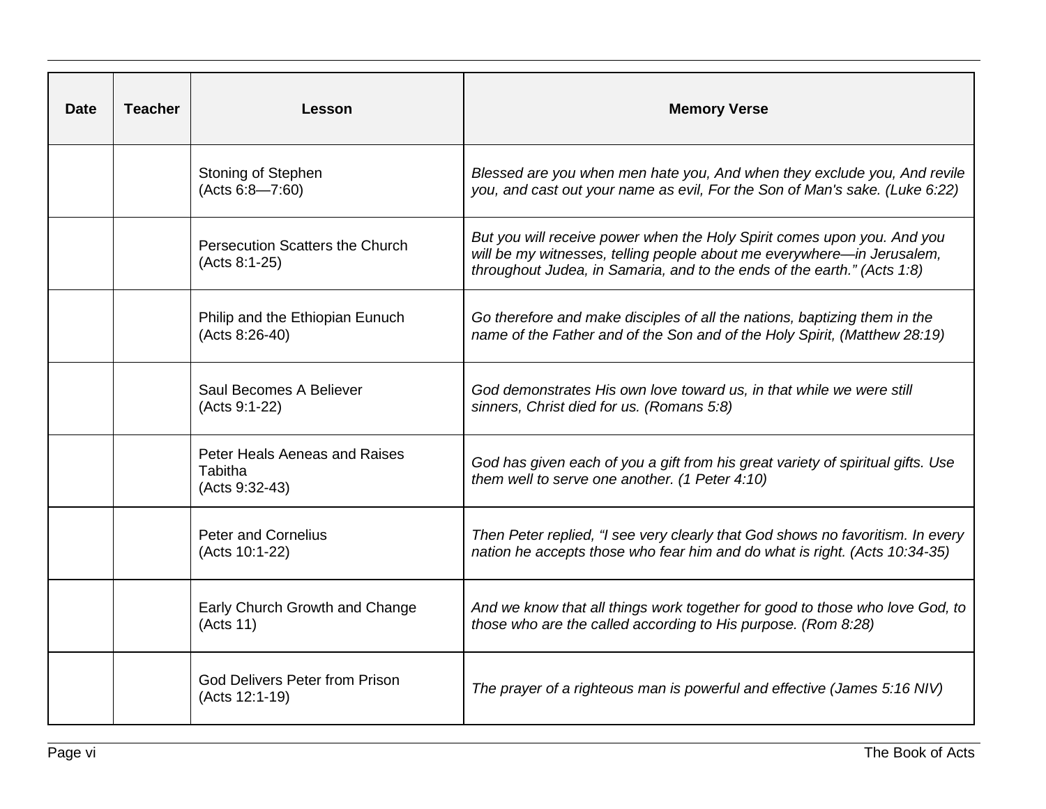| Date | Teacher | Lesson | Memory Verse |
|---|---|---|---|
| | | Stoning of Stephen (Acts 6:8—7:60) | *Blessed are you when men hate you, And when they exclude you, And revile you, and cast out your name as evil, For the Son of Man's sake. (Luke 6:22)* |
| | | Persecution Scatters the Church (Acts 8:1-25) | *But you will receive power when the Holy Spirit comes upon you. And you will be my witnesses, telling people about me everywhere—in Jerusalem, throughout Judea, in Samaria, and to the ends of the earth." (Acts 1:8)* |
| | | Philip and the Ethiopian Eunuch (Acts 8:26-40) | *Go therefore and make disciples of all the nations, baptizing them in the name of the Father and of the Son and of the Holy Spirit, (Matthew 28:19)* |
| | | Saul Becomes A Believer (Acts 9:1-22) | *God demonstrates His own love toward us, in that while we were still sinners, Christ died for us. (Romans 5:8)* |
| | | Peter Heals Aeneas and Raises Tabitha (Acts 9:32-43) | *God has given each of you a gift from his great variety of spiritual gifts. Use them well to serve one another. (1 Peter 4:10)* |
| | | Peter and Cornelius (Acts 10:1-22) | *Then Peter replied, "I see very clearly that God shows no favoritism. In every nation he accepts those who fear him and do what is right. (Acts 10:34-35)* |
| | | Early Church Growth and Change (Acts 11) | *And we know that all things work together for good to those who love God, to those who are the called according to His purpose. (Rom 8:28)* |
| | | God Delivers Peter from Prison (Acts 12:1-19) | *The prayer of a righteous man is powerful and effective (James 5:16 NIV)* |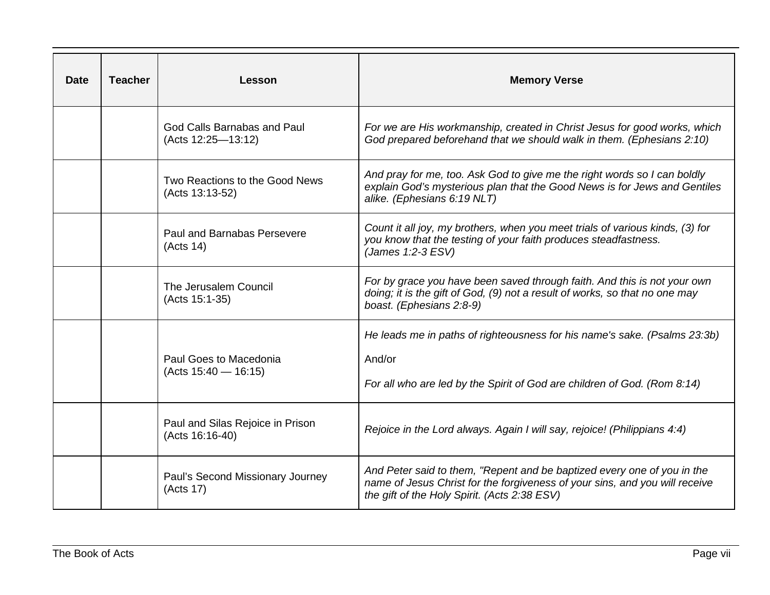| Date | Teacher | Lesson | Memory Verse |
|---|---|---|---|
| | | God Calls Barnabas and Paul (Acts 12:25—13:12) | *For we are His workmanship, created in Christ Jesus for good works, which God prepared beforehand that we should walk in them. (Ephesians 2:10)* |
| | | Two Reactions to the Good News (Acts 13:13-52) | *And pray for me, too. Ask God to give me the right words so I can boldly explain God's mysterious plan that the Good News is for Jews and Gentiles alike. (Ephesians 6:19 NLT)* |
| | | Paul and Barnabas Persevere (Acts 14) | *Count it all joy, my brothers, when you meet trials of various kinds, (3) for you know that the testing of your faith produces steadfastness. (James 1:2-3 ESV)* |
| | | The Jerusalem Council (Acts 15:1-35) | *For by grace you have been saved through faith. And this is not your own doing; it is the gift of God, (9) not a result of works, so that no one may boast. (Ephesians 2:8-9)* |
| | | Paul Goes to Macedonia (Acts 15:40 — 16:15) | *He leads me in paths of righteousness for his name's sake. (Psalms 23:3b)* And/or *For all who are led by the Spirit of God are children of God. (Rom 8:14)* |
| | | Paul and Silas Rejoice in Prison (Acts 16:16-40) | *Rejoice in the Lord always. Again I will say, rejoice! (Philippians 4:4)* |
| | | Paul's Second Missionary Journey (Acts 17) | *And Peter said to them, "Repent and be baptized every one of you in the name of Jesus Christ for the forgiveness of your sins, and you will receive the gift of the Holy Spirit. (Acts 2:38 ESV)* |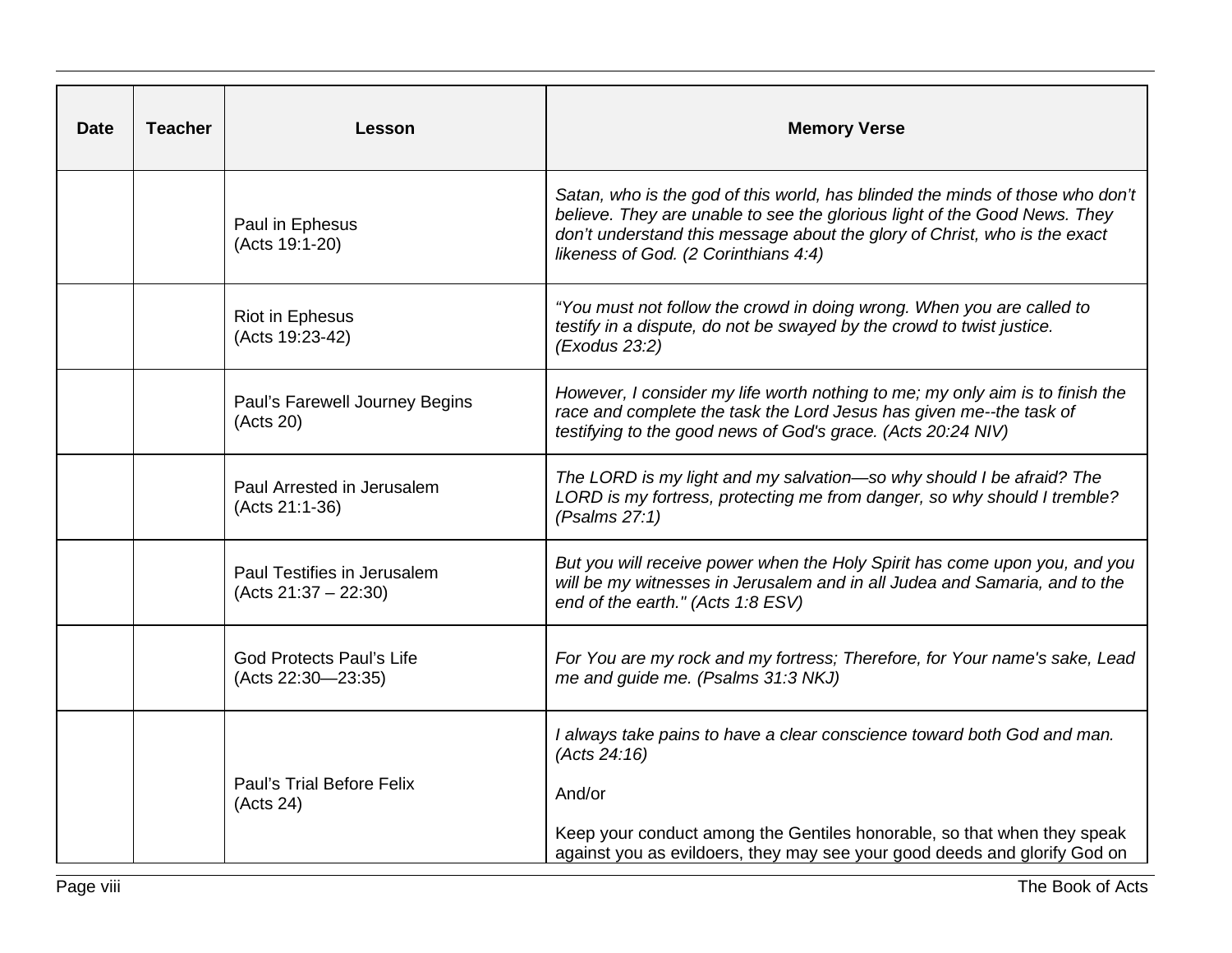| Date | Teacher | Lesson | Memory Verse |
|---|---|---|---|
| | | Paul in Ephesus (Acts 19:1-20) | *Satan, who is the god of this world, has blinded the minds of those who don't believe. They are unable to see the glorious light of the Good News. They don't understand this message about the glory of Christ, who is the exact likeness of God. (2 Corinthians 4:4)* |
| | | Riot in Ephesus (Acts 19:23-42) | *"You must not follow the crowd in doing wrong. When you are called to testify in a dispute, do not be swayed by the crowd to twist justice. (Exodus 23:2)* |
| | | Paul's Farewell Journey Begins (Acts 20) | *However, I consider my life worth nothing to me; my only aim is to finish the race and complete the task the Lord Jesus has given me--the task of testifying to the good news of God's grace. (Acts 20:24 NIV)* |
| | | Paul Arrested in Jerusalem (Acts 21:1-36) | *The LORD is my light and my salvation—so why should I be afraid? The LORD is my fortress, protecting me from danger, so why should I tremble? (Psalms 27:1)* |
| | | Paul Testifies in Jerusalem (Acts 21:37 – 22:30) | *But you will receive power when the Holy Spirit has come upon you, and you will be my witnesses in Jerusalem and in all Judea and Samaria, and to the end of the earth." (Acts 1:8 ESV)* |
| | | God Protects Paul's Life (Acts 22:30—23:35) | *For You are my rock and my fortress; Therefore, for Your name's sake, Lead me and guide me. (Psalms 31:3 NKJ)* |
| | | Paul's Trial Before Felix (Acts 24) | *I always take pains to have a clear conscience toward both God and man. (Acts 24:16)* <br><br> And/or <br><br> Keep your conduct among the Gentiles honorable, so that when they speak against you as evildoers, they may see your good deeds and glorify God on |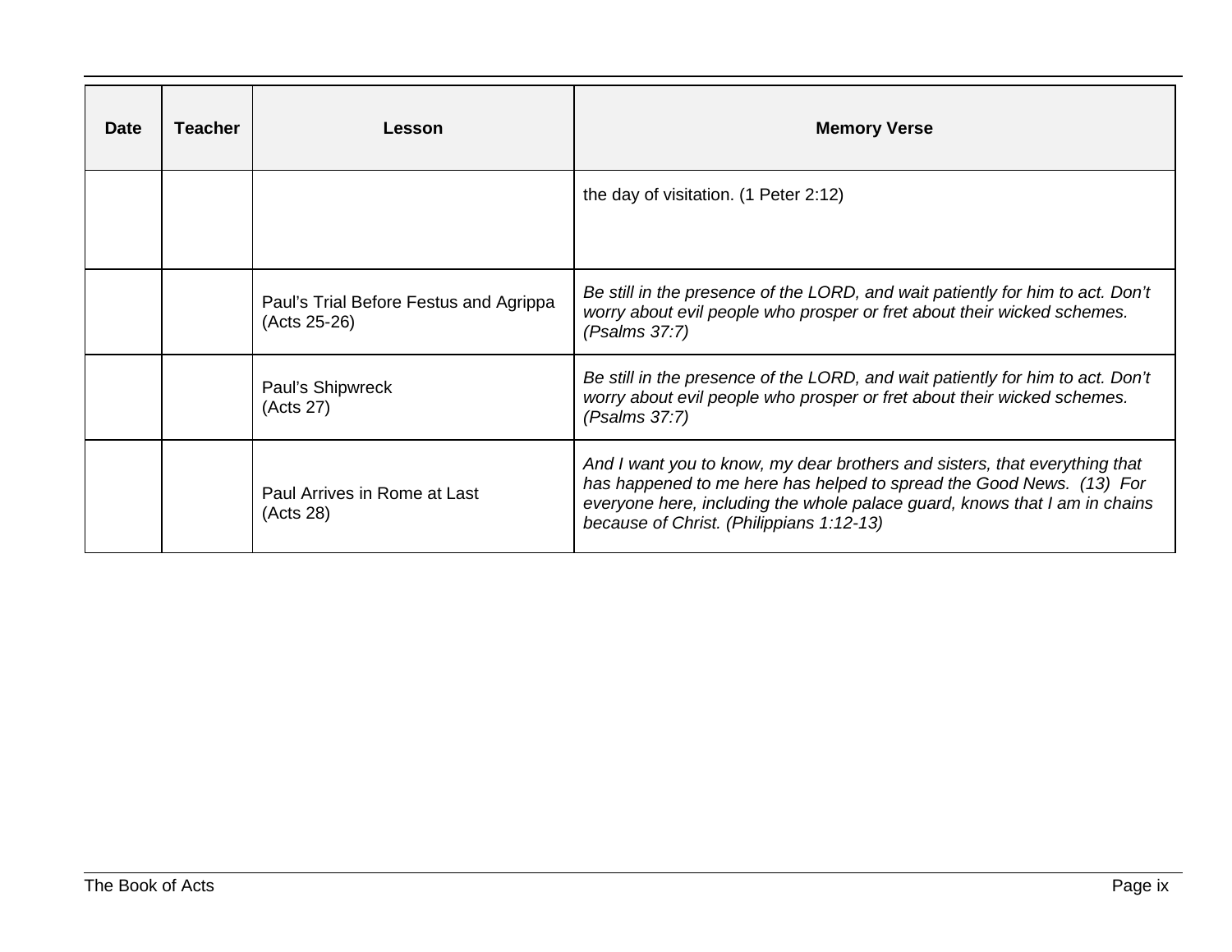| Date | Teacher | Lesson | Memory Verse |
|---|---|---|---|
| | | | the day of visitation. (1 Peter 2:12) |
| | | Paul's Trial Before Festus and Agrippa (Acts 25-26) | *Be still in the presence of the LORD, and wait patiently for him to act. Don't worry about evil people who prosper or fret about their wicked schemes. (Psalms 37:7)* |
| | | Paul's Shipwreck (Acts 27) | *Be still in the presence of the LORD, and wait patiently for him to act. Don't worry about evil people who prosper or fret about their wicked schemes. (Psalms 37:7)* |
| | | Paul Arrives in Rome at Last (Acts 28) | *And I want you to know, my dear brothers and sisters, that everything that has happened to me here has helped to spread the Good News. (13) For everyone here, including the whole palace guard, knows that I am in chains because of Christ. (Philippians 1:12-13)* |